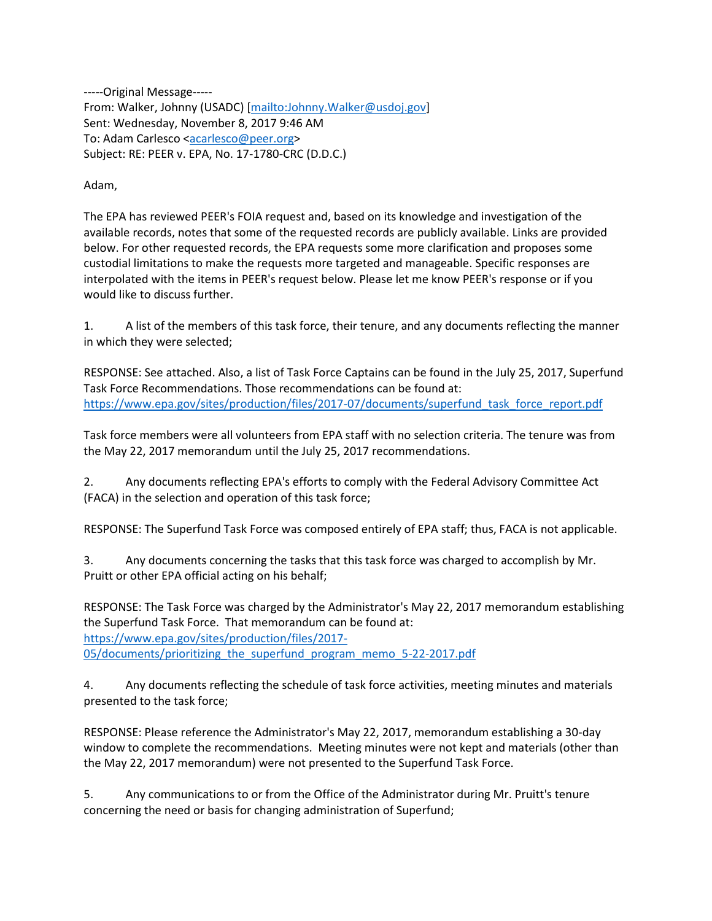-----Original Message-----
From: Walker, Johnny (USADC) [mailto:Johnny.Walker@usdoj.gov]
Sent: Wednesday, November 8, 2017 9:46 AM
To: Adam Carlesco <acarlesco@peer.org>
Subject: RE: PEER v. EPA, No. 17-1780-CRC (D.D.C.)

Adam,

The EPA has reviewed PEER's FOIA request and, based on its knowledge and investigation of the available records, notes that some of the requested records are publicly available. Links are provided below. For other requested records, the EPA requests some more clarification and proposes some custodial limitations to make the requests more targeted and manageable. Specific responses are interpolated with the items in PEER's request below. Please let me know PEER's response or if you would like to discuss further.

1. A list of the members of this task force, their tenure, and any documents reflecting the manner in which they were selected;

RESPONSE: See attached. Also, a list of Task Force Captains can be found in the July 25, 2017, Superfund Task Force Recommendations. Those recommendations can be found at: https://www.epa.gov/sites/production/files/2017-07/documents/superfund_task_force_report.pdf

Task force members were all volunteers from EPA staff with no selection criteria. The tenure was from the May 22, 2017 memorandum until the July 25, 2017 recommendations.

2. Any documents reflecting EPA's efforts to comply with the Federal Advisory Committee Act (FACA) in the selection and operation of this task force;

RESPONSE: The Superfund Task Force was composed entirely of EPA staff; thus, FACA is not applicable.

3. Any documents concerning the tasks that this task force was charged to accomplish by Mr. Pruitt or other EPA official acting on his behalf;

RESPONSE: The Task Force was charged by the Administrator's May 22, 2017 memorandum establishing the Superfund Task Force. That memorandum can be found at: https://www.epa.gov/sites/production/files/2017-05/documents/prioritizing_the_superfund_program_memo_5-22-2017.pdf

4. Any documents reflecting the schedule of task force activities, meeting minutes and materials presented to the task force;

RESPONSE: Please reference the Administrator's May 22, 2017, memorandum establishing a 30-day window to complete the recommendations. Meeting minutes were not kept and materials (other than the May 22, 2017 memorandum) were not presented to the Superfund Task Force.

5. Any communications to or from the Office of the Administrator during Mr. Pruitt's tenure concerning the need or basis for changing administration of Superfund;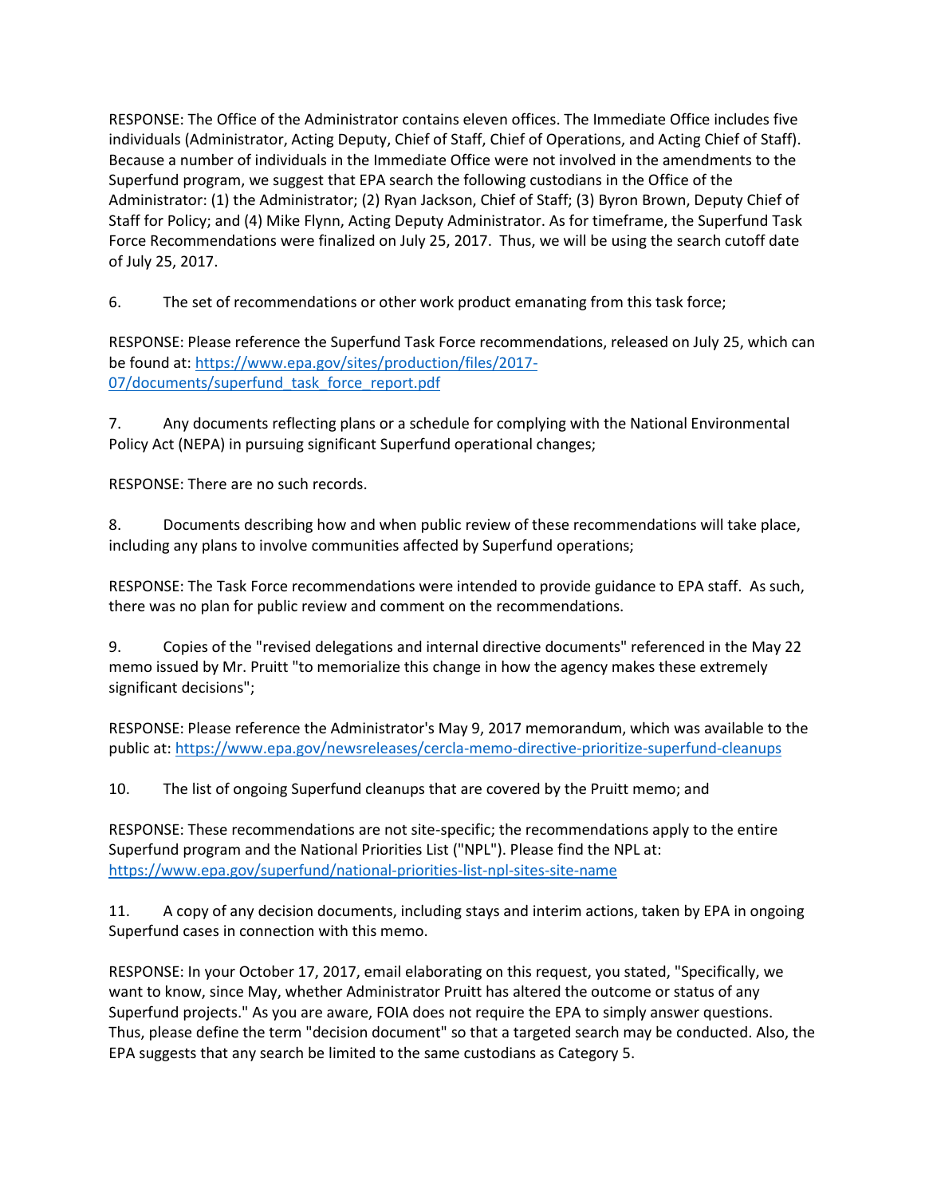RESPONSE: The Office of the Administrator contains eleven offices. The Immediate Office includes five individuals (Administrator, Acting Deputy, Chief of Staff, Chief of Operations, and Acting Chief of Staff). Because a number of individuals in the Immediate Office were not involved in the amendments to the Superfund program, we suggest that EPA search the following custodians in the Office of the Administrator: (1) the Administrator; (2) Ryan Jackson, Chief of Staff; (3) Byron Brown, Deputy Chief of Staff for Policy; and (4) Mike Flynn, Acting Deputy Administrator. As for timeframe, the Superfund Task Force Recommendations were finalized on July 25, 2017. Thus, we will be using the search cutoff date of July 25, 2017.

6. The set of recommendations or other work product emanating from this task force;

RESPONSE: Please reference the Superfund Task Force recommendations, released on July 25, which can be found at: https://www.epa.gov/sites/production/files/2017-07/documents/superfund_task_force_report.pdf

7. Any documents reflecting plans or a schedule for complying with the National Environmental Policy Act (NEPA) in pursuing significant Superfund operational changes;

RESPONSE: There are no such records.

8. Documents describing how and when public review of these recommendations will take place, including any plans to involve communities affected by Superfund operations;

RESPONSE: The Task Force recommendations were intended to provide guidance to EPA staff. As such, there was no plan for public review and comment on the recommendations.

9. Copies of the "revised delegations and internal directive documents" referenced in the May 22 memo issued by Mr. Pruitt "to memorialize this change in how the agency makes these extremely significant decisions";

RESPONSE: Please reference the Administrator's May 9, 2017 memorandum, which was available to the public at: https://www.epa.gov/newsreleases/cercla-memo-directive-prioritize-superfund-cleanups

10. The list of ongoing Superfund cleanups that are covered by the Pruitt memo; and

RESPONSE: These recommendations are not site-specific; the recommendations apply to the entire Superfund program and the National Priorities List ("NPL"). Please find the NPL at: https://www.epa.gov/superfund/national-priorities-list-npl-sites-site-name

11. A copy of any decision documents, including stays and interim actions, taken by EPA in ongoing Superfund cases in connection with this memo.

RESPONSE: In your October 17, 2017, email elaborating on this request, you stated, "Specifically, we want to know, since May, whether Administrator Pruitt has altered the outcome or status of any Superfund projects." As you are aware, FOIA does not require the EPA to simply answer questions. Thus, please define the term "decision document" so that a targeted search may be conducted. Also, the EPA suggests that any search be limited to the same custodians as Category 5.